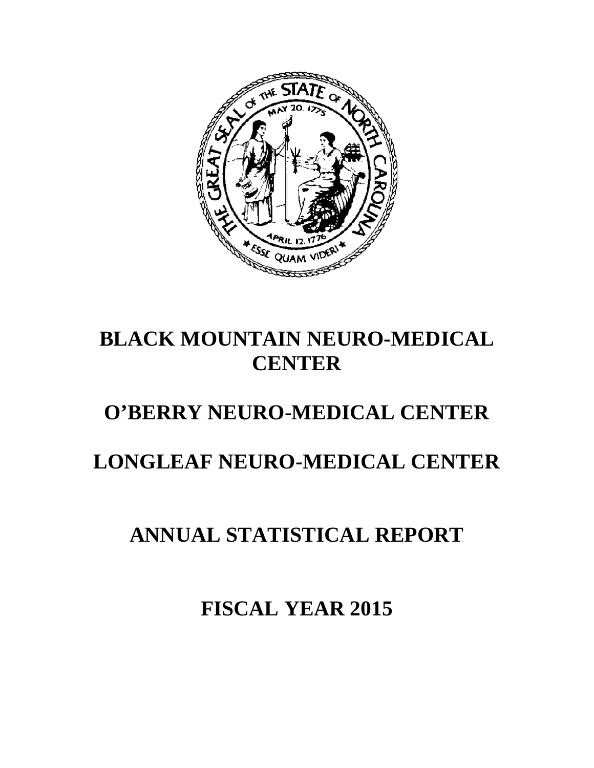# BLACK MOUNTAIN NEURO-MEDICAL CENTER

# O'BERRY NEURO-MEDICAL CENTER

# LONGLEAF NEURO-MEDICAL CENTER

# ANNUAL STATISTICAL REPORT

# FISCAL YEAR 2015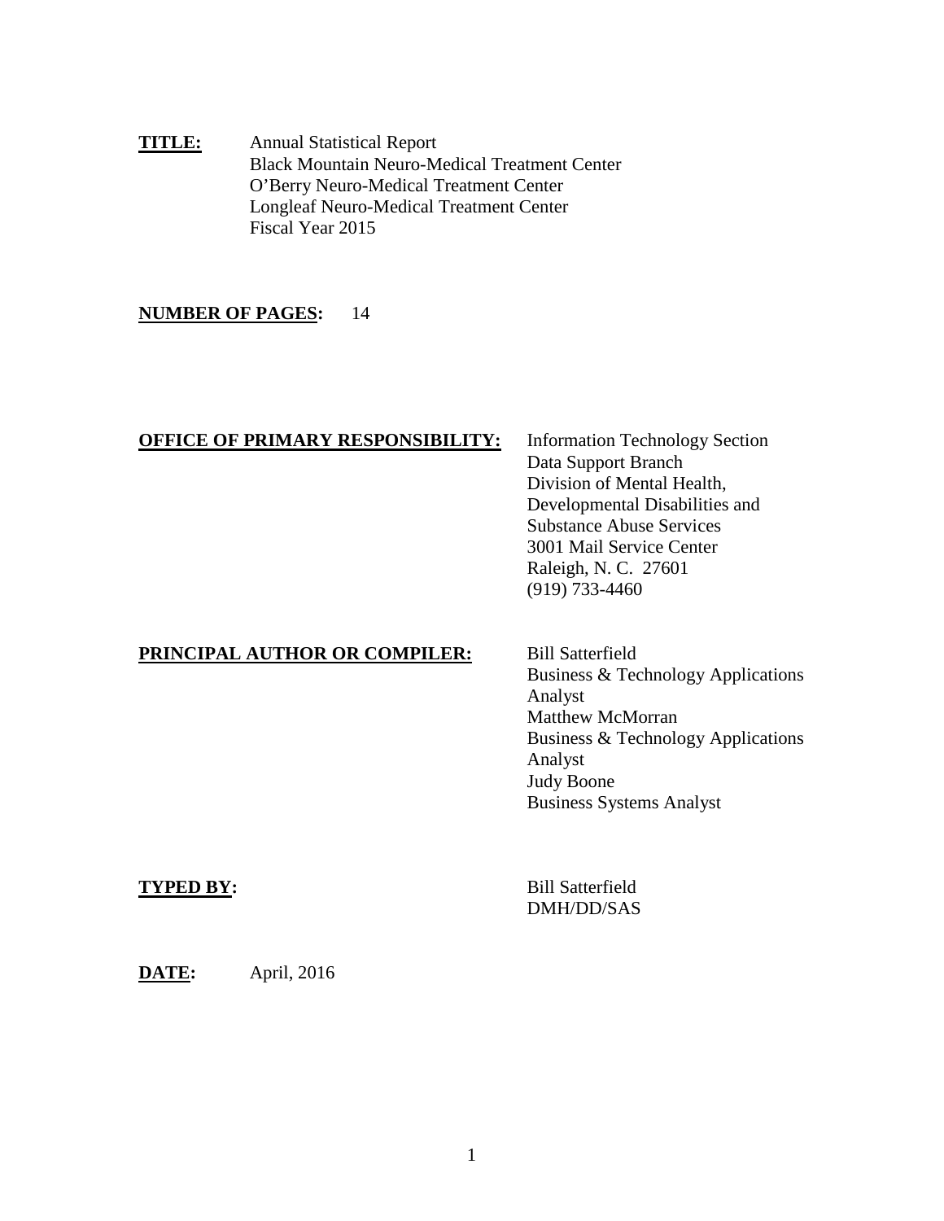**TITLE:** Annual Statistical Report
Black Mountain Neuro-Medical Treatment Center
O'Berry Neuro-Medical Treatment Center
Longleaf Neuro-Medical Treatment Center
Fiscal Year 2015

**NUMBER OF PAGES:** 14

**OFFICE OF PRIMARY RESPONSIBILITY:**
Information Technology Section
Data Support Branch
Division of Mental Health,
Developmental Disabilities and
Substance Abuse Services
3001 Mail Service Center
Raleigh, N. C. 27601
(919) 733-4460

**PRINCIPAL AUTHOR OR COMPILER:**
Bill Satterfield
Business & Technology Applications Analyst
Matthew McMorran
Business & Technology Applications Analyst
Judy Boone
Business Systems Analyst

**TYPED BY:**
Bill Satterfield
DMH/DD/SAS

**DATE:** April, 2016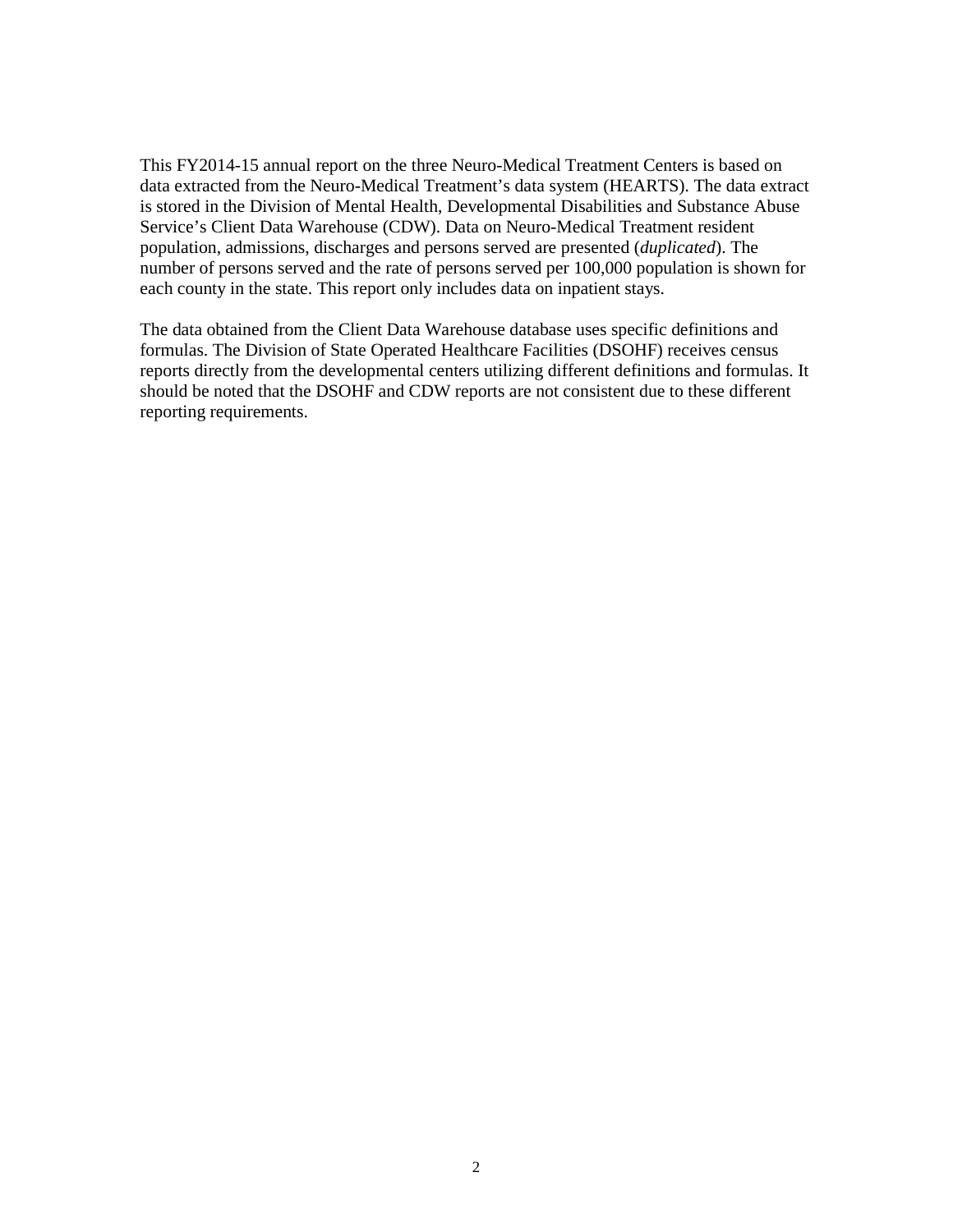This FY2014-15 annual report on the three Neuro-Medical Treatment Centers is based on data extracted from the Neuro-Medical Treatment's data system (HEARTS). The data extract is stored in the Division of Mental Health, Developmental Disabilities and Substance Abuse Service's Client Data Warehouse (CDW). Data on Neuro-Medical Treatment resident population, admissions, discharges and persons served are presented (*duplicated*). The number of persons served and the rate of persons served per 100,000 population is shown for each county in the state. This report only includes data on inpatient stays.

The data obtained from the Client Data Warehouse database uses specific definitions and formulas. The Division of State Operated Healthcare Facilities (DSOHF) receives census reports directly from the developmental centers utilizing different definitions and formulas. It should be noted that the DSOHF and CDW reports are not consistent due to these different reporting requirements.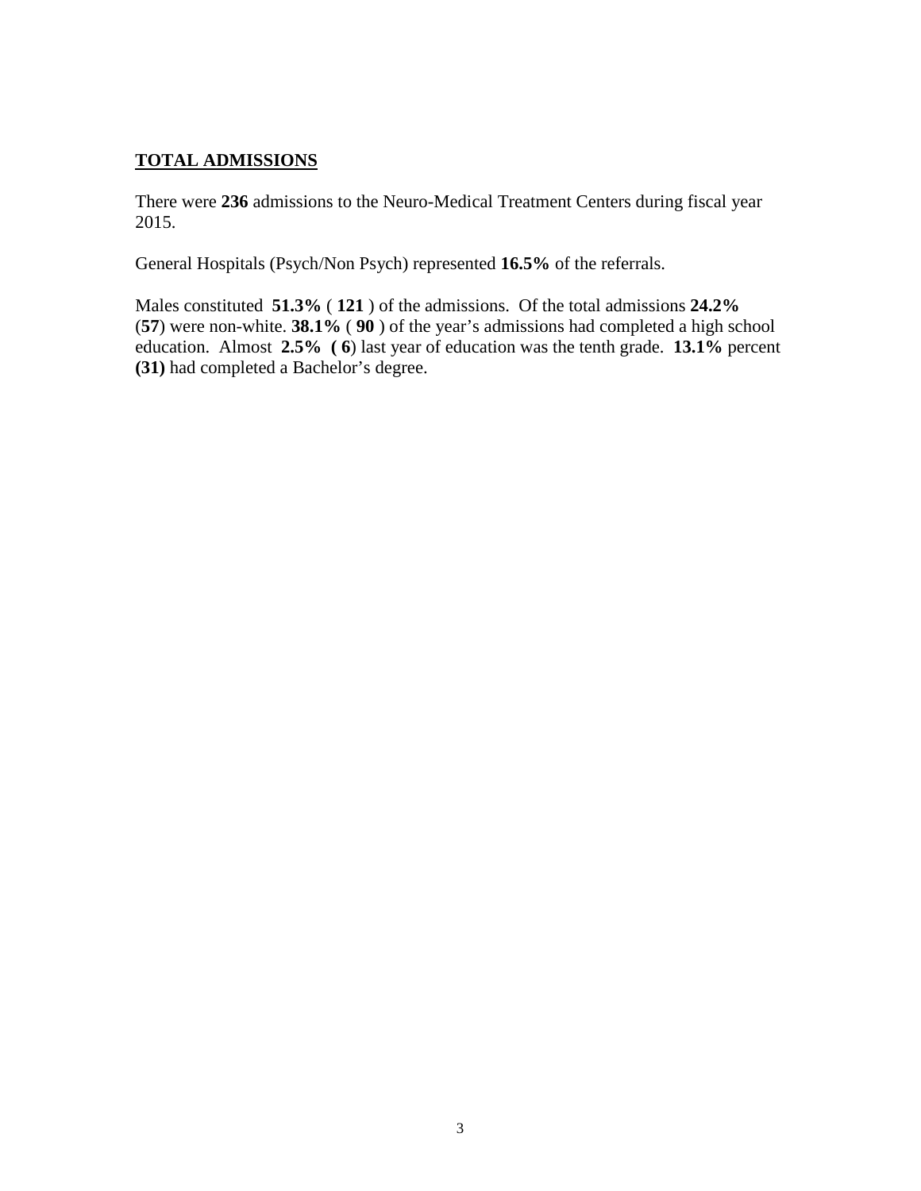## TOTAL ADMISSIONS

There were **236** admissions to the Neuro-Medical Treatment Centers during fiscal year 2015.

General Hospitals (Psych/Non Psych) represented **16.5%** of the referrals.

Males constituted **51.3%** ( **121** ) of the admissions. Of the total admissions **24.2%** (**57**) were non-white. **38.1%** ( **90** ) of the year's admissions had completed a high school education. Almost **2.5% ( 6**) last year of education was the tenth grade. **13.1%** percent **(31)** had completed a Bachelor's degree.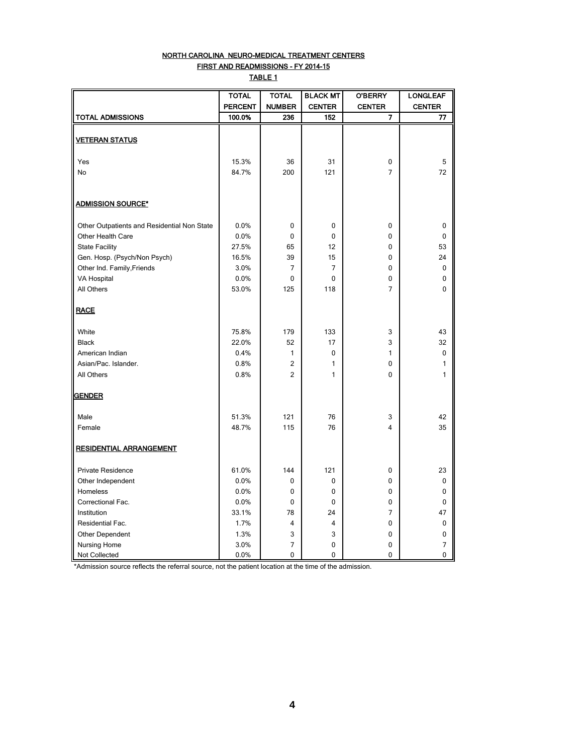**NORTH CAROLINA NEURO-MEDICAL TREATMENT CENTERS**

**FIRST AND READMISSIONS - FY 2014-15**

**TABLE 1**

| | TOTAL PERCENT | TOTAL NUMBER | BLACK MT CENTER | O'BERRY CENTER | LONGLEAF CENTER |
|---|---|---|---|---|---|
| **TOTAL ADMISSIONS** | **100.0%** | **236** | **152** | **7** | **77** |
| **VETERAN STATUS** | | | | | |
| Yes | 15.3% | 36 | 31 | 0 | 5 |
| No | 84.7% | 200 | 121 | 7 | 72 |
| **ADMISSION SOURCE*** | | | | | |
| Other Outpatients and Residential Non State | 0.0% | 0 | 0 | 0 | 0 |
| Other Health Care | 0.0% | 0 | 0 | 0 | 0 |
| State Facility | 27.5% | 65 | 12 | 0 | 53 |
| Gen. Hosp. (Psych/Non Psych) | 16.5% | 39 | 15 | 0 | 24 |
| Other Ind. Family,Friends | 3.0% | 7 | 7 | 0 | 0 |
| VA Hospital | 0.0% | 0 | 0 | 0 | 0 |
| All Others | 53.0% | 125 | 118 | 7 | 0 |
| **RACE** | | | | | |
| White | 75.8% | 179 | 133 | 3 | 43 |
| Black | 22.0% | 52 | 17 | 3 | 32 |
| American Indian | 0.4% | 1 | 0 | 1 | 0 |
| Asian/Pac. Islander. | 0.8% | 2 | 1 | 0 | 1 |
| All Others | 0.8% | 2 | 1 | 0 | 1 |
| **GENDER** | | | | | |
| Male | 51.3% | 121 | 76 | 3 | 42 |
| Female | 48.7% | 115 | 76 | 4 | 35 |
| **RESIDENTIAL ARRANGEMENT** | | | | | |
| Private Residence | 61.0% | 144 | 121 | 0 | 23 |
| Other Independent | 0.0% | 0 | 0 | 0 | 0 |
| Homeless | 0.0% | 0 | 0 | 0 | 0 |
| Correctional Fac. | 0.0% | 0 | 0 | 0 | 0 |
| Institution | 33.1% | 78 | 24 | 7 | 47 |
| Residential Fac. | 1.7% | 4 | 4 | 0 | 0 |
| Other Dependent | 1.3% | 3 | 3 | 0 | 0 |
| Nursing Home | 3.0% | 7 | 0 | 0 | 7 |
| Not Collected | 0.0% | 0 | 0 | 0 | 0 |

*Admission source reflects the referral source, not the patient location at the time of the admission.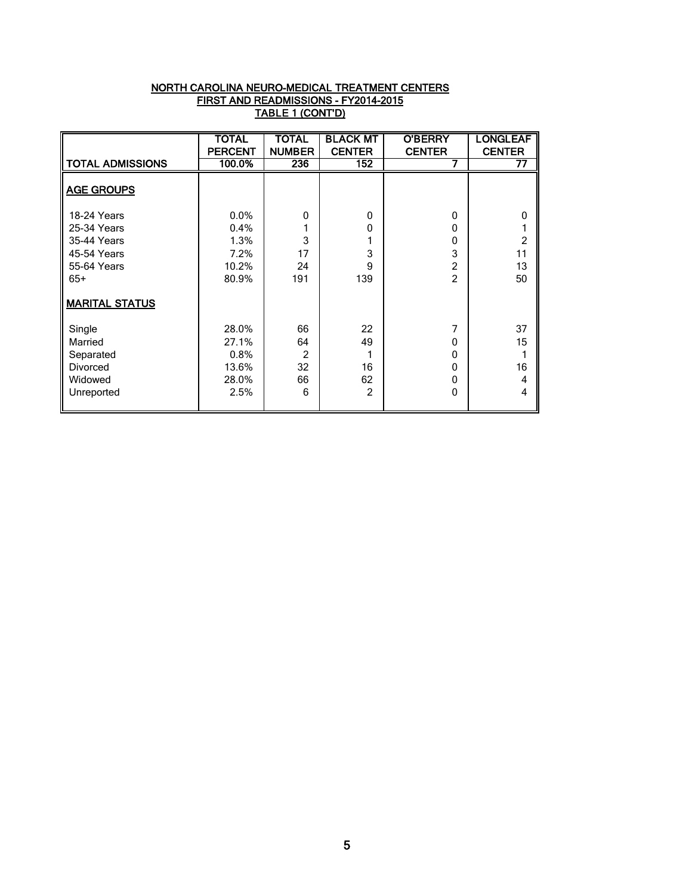**NORTH CAROLINA NEURO-MEDICAL TREATMENT CENTERS**
**FIRST AND READMISSIONS - FY2014-2015**
**TABLE 1 (CONT'D)**

| TOTAL ADMISSIONS | TOTAL PERCENT | TOTAL NUMBER | BLACK MT CENTER | O'BERRY CENTER | LONGLEAF CENTER |
|---|---|---|---|---|---|
| | 100.0% | 236 | 152 | 7 | 77 |
| **AGE GROUPS** | | | | | |
| 18-24 Years | 0.0% | 0 | 0 | 0 | 0 |
| 25-34 Years | 0.4% | 1 | 0 | 0 | 1 |
| 35-44 Years | 1.3% | 3 | 1 | 0 | 2 |
| 45-54 Years | 7.2% | 17 | 3 | 3 | 11 |
| 55-64 Years | 10.2% | 24 | 9 | 2 | 13 |
| 65+ | 80.9% | 191 | 139 | 2 | 50 |
| **MARITAL STATUS** | | | | | |
| Single | 28.0% | 66 | 22 | 7 | 37 |
| Married | 27.1% | 64 | 49 | 0 | 15 |
| Separated | 0.8% | 2 | 1 | 0 | 1 |
| Divorced | 13.6% | 32 | 16 | 0 | 16 |
| Widowed | 28.0% | 66 | 62 | 0 | 4 |
| Unreported | 2.5% | 6 | 2 | 0 | 4 |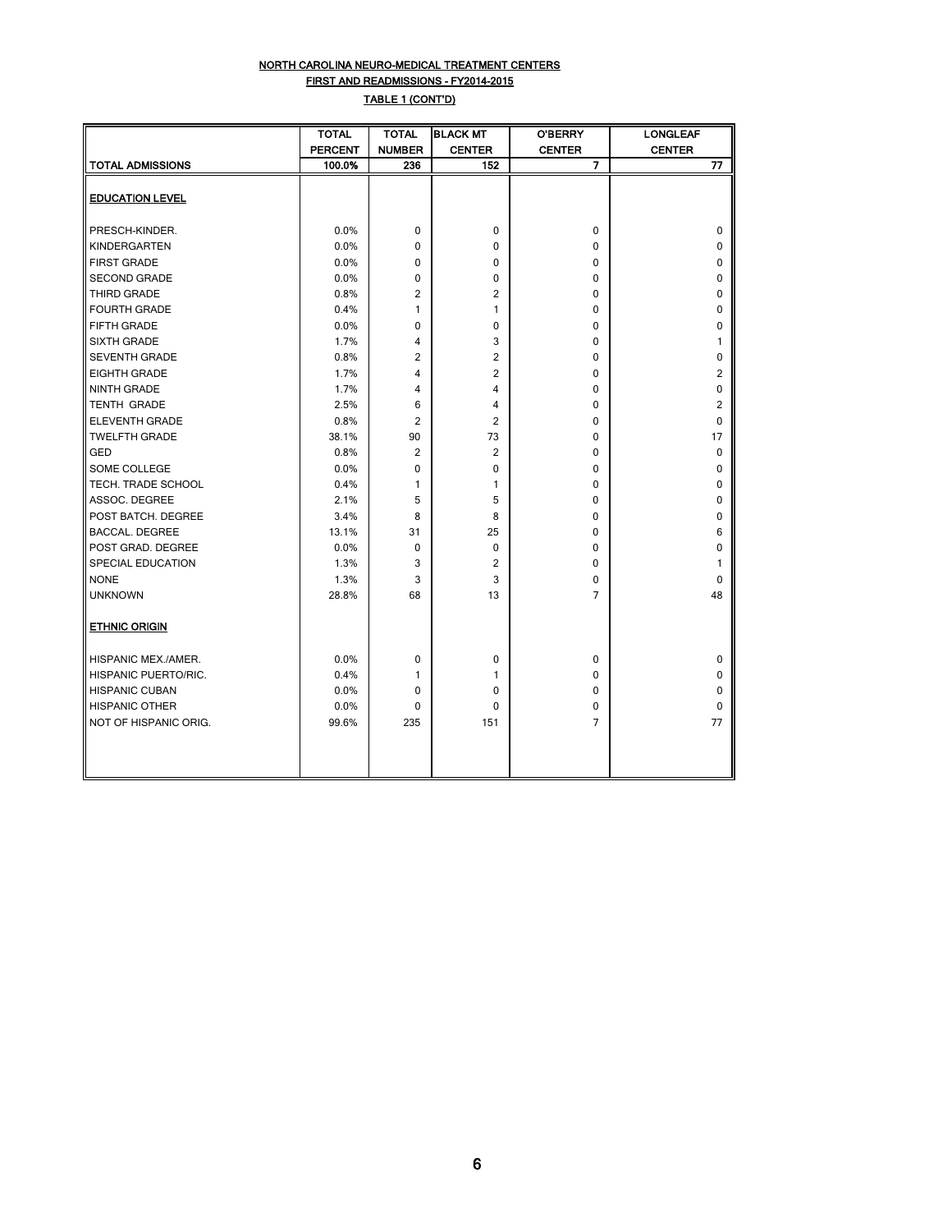## NORTH CAROLINA NEURO-MEDICAL TREATMENT CENTERS

### FIRST AND READMISSIONS - FY2014-2015

### TABLE 1 (CONT'D)

| | TOTAL PERCENT | TOTAL NUMBER | BLACK MT CENTER | O'BERRY CENTER | LONGLEAF CENTER |
|---|---|---|---|---|---|
| **TOTAL ADMISSIONS** | **100.0%** | **236** | **152** | **7** | **77** |
| **EDUCATION LEVEL** | | | | | |
| PRESCH-KINDER. | 0.0% | 0 | 0 | 0 | 0 |
| KINDERGARTEN | 0.0% | 0 | 0 | 0 | 0 |
| FIRST GRADE | 0.0% | 0 | 0 | 0 | 0 |
| SECOND GRADE | 0.0% | 0 | 0 | 0 | 0 |
| THIRD GRADE | 0.8% | 2 | 2 | 0 | 0 |
| FOURTH GRADE | 0.4% | 1 | 1 | 0 | 0 |
| FIFTH GRADE | 0.0% | 0 | 0 | 0 | 0 |
| SIXTH GRADE | 1.7% | 4 | 3 | 0 | 1 |
| SEVENTH GRADE | 0.8% | 2 | 2 | 0 | 0 |
| EIGHTH GRADE | 1.7% | 4 | 2 | 0 | 2 |
| NINTH GRADE | 1.7% | 4 | 4 | 0 | 0 |
| TENTH GRADE | 2.5% | 6 | 4 | 0 | 2 |
| ELEVENTH GRADE | 0.8% | 2 | 2 | 0 | 0 |
| TWELFTH GRADE | 38.1% | 90 | 73 | 0 | 17 |
| GED | 0.8% | 2 | 2 | 0 | 0 |
| SOME COLLEGE | 0.0% | 0 | 0 | 0 | 0 |
| TECH. TRADE SCHOOL | 0.4% | 1 | 1 | 0 | 0 |
| ASSOC. DEGREE | 2.1% | 5 | 5 | 0 | 0 |
| POST BATCH. DEGREE | 3.4% | 8 | 8 | 0 | 0 |
| BACCAL. DEGREE | 13.1% | 31 | 25 | 0 | 6 |
| POST GRAD. DEGREE | 0.0% | 0 | 0 | 0 | 0 |
| SPECIAL EDUCATION | 1.3% | 3 | 2 | 0 | 1 |
| NONE | 1.3% | 3 | 3 | 0 | 0 |
| UNKNOWN | 28.8% | 68 | 13 | 7 | 48 |
| **ETHNIC ORIGIN** | | | | | |
| HISPANIC MEX./AMER. | 0.0% | 0 | 0 | 0 | 0 |
| HISPANIC PUERTO/RIC. | 0.4% | 1 | 1 | 0 | 0 |
| HISPANIC CUBAN | 0.0% | 0 | 0 | 0 | 0 |
| HISPANIC OTHER | 0.0% | 0 | 0 | 0 | 0 |
| NOT OF HISPANIC ORIG. | 99.6% | 235 | 151 | 7 | 77 |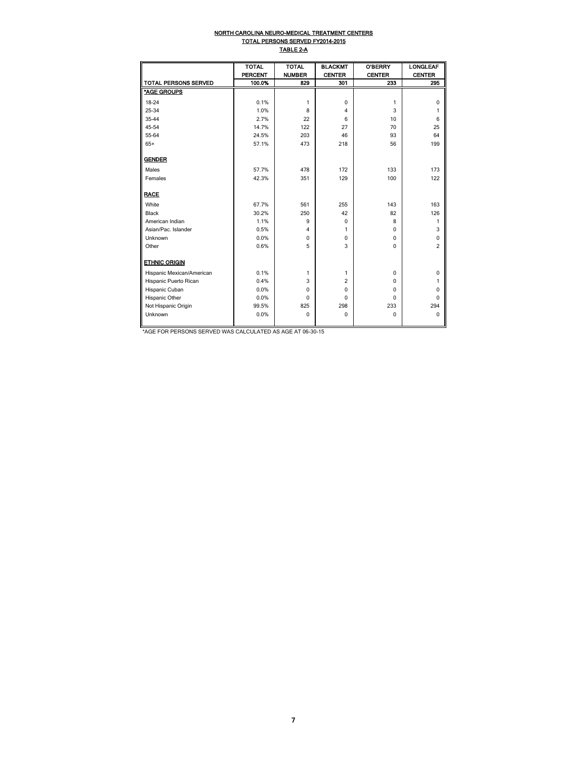# NORTH CAROLINA NEURO-MEDICAL TREATMENT CENTERS

## TOTAL PERSONS SERVED FY2014-2015

### TABLE 2-A

| | TOTAL PERCENT | TOTAL NUMBER | BLACKMT CENTER | O'BERRY CENTER | LONGLEAF CENTER |
|---|---|---|---|---|---|
| **TOTAL PERSONS SERVED** | **100.0%** | **829** | **301** | **233** | **295** |
| ***AGE GROUPS** | | | | | |
| 18-24 | 0.1% | 1 | 0 | 1 | 0 |
| 25-34 | 1.0% | 8 | 4 | 3 | 1 |
| 35-44 | 2.7% | 22 | 6 | 10 | 6 |
| 45-54 | 14.7% | 122 | 27 | 70 | 25 |
| 55-64 | 24.5% | 203 | 46 | 93 | 64 |
| 65+ | 57.1% | 473 | 218 | 56 | 199 |
| **GENDER** | | | | | |
| Males | 57.7% | 478 | 172 | 133 | 173 |
| Females | 42.3% | 351 | 129 | 100 | 122 |
| **RACE** | | | | | |
| White | 67.7% | 561 | 255 | 143 | 163 |
| Black | 30.2% | 250 | 42 | 82 | 126 |
| American Indian | 1.1% | 9 | 0 | 8 | 1 |
| Asian/Pac. Islander | 0.5% | 4 | 1 | 0 | 3 |
| Unknown | 0.0% | 0 | 0 | 0 | 0 |
| Other | 0.6% | 5 | 3 | 0 | 2 |
| **ETHNIC ORIGIN** | | | | | |
| Hispanic Mexican/American | 0.1% | 1 | 1 | 0 | 0 |
| Hispanic Puerto Rican | 0.4% | 3 | 2 | 0 | 1 |
| Hispanic Cuban | 0.0% | 0 | 0 | 0 | 0 |
| Hispanic Other | 0.0% | 0 | 0 | 0 | 0 |
| Not Hispanic Origin | 99.5% | 825 | 298 | 233 | 294 |
| Unknown | 0.0% | 0 | 0 | 0 | 0 |

*AGE FOR PERSONS SERVED WAS CALCULATED AS AGE AT 06-30-15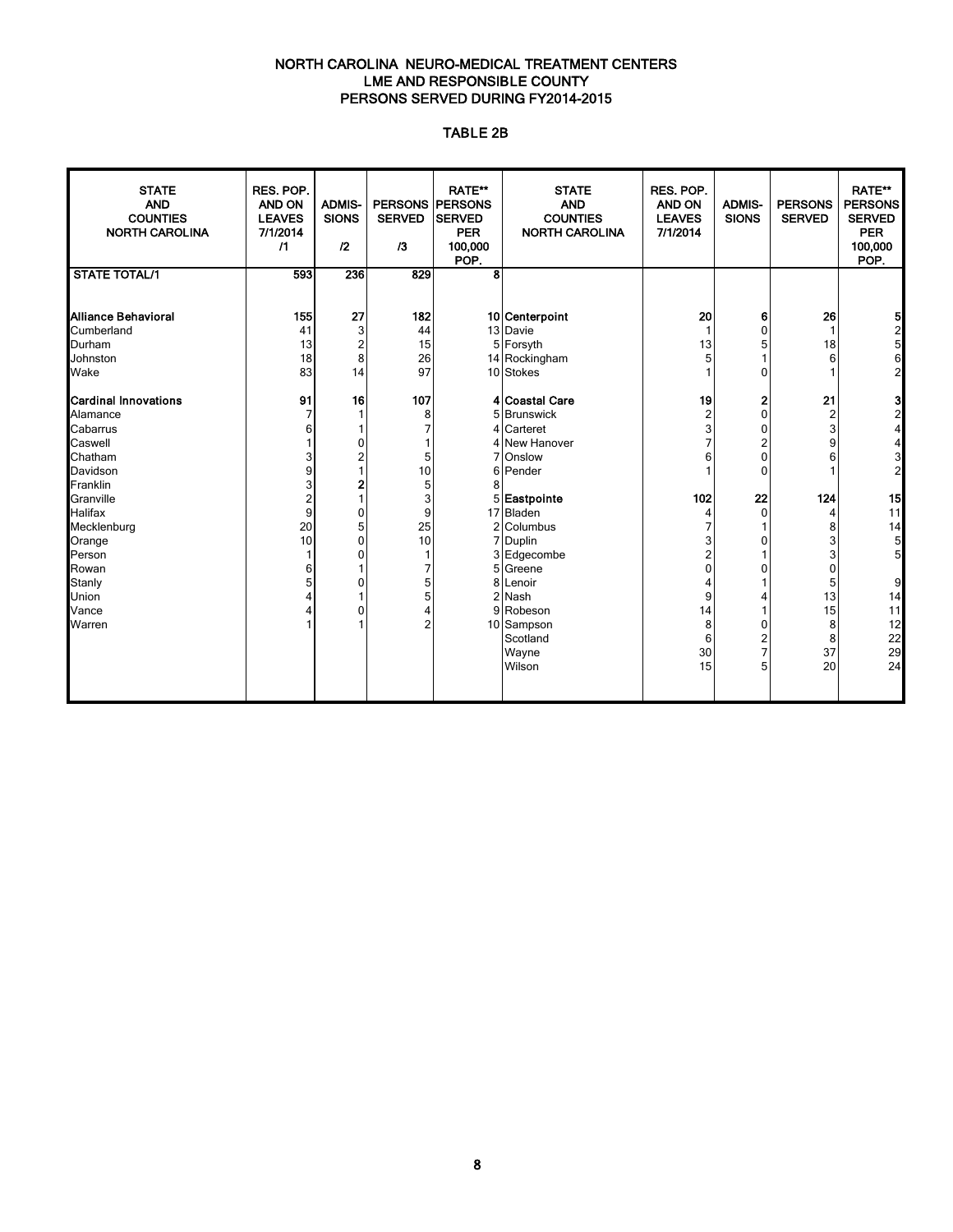# NORTH CAROLINA NEURO-MEDICAL TREATMENT CENTERS
## LME AND RESPONSIBLE COUNTY
## PERSONS SERVED DURING FY2014-2015

### TABLE 2B

| STATE AND COUNTIES NORTH CAROLINA | RES. POP. AND ON LEAVES 7/1/2014 /1 | ADMIS-SIONS /2 | PERSONS SERVED /3 | RATE** PERSONS SERVED PER 100,000 POP. | STATE AND COUNTIES NORTH CAROLINA | RES. POP. AND ON LEAVES 7/1/2014 | ADMIS-SIONS | PERSONS SERVED | RATE** PERSONS SERVED PER 100,000 POP. |
|---|---|---|---|---|---|---|---|---|---|
| **STATE TOTAL/1** | **593** | **236** | **829** | **8** | | | | | |
| | | | | | | | | | |
| **Alliance Behavioral** | **155** | **27** | **182** | **10** | **Centerpoint** | **20** | **6** | **26** | **5** |
| Cumberland | 41 | 3 | 44 | 13 | Davie | 1 | 0 | 1 | 2 |
| Durham | 13 | 2 | 15 | 5 | Forsyth | 13 | 5 | 18 | 5 |
| Johnston | 18 | 8 | 26 | 14 | Rockingham | 5 | 1 | 6 | 6 |
| Wake | 83 | 14 | 97 | 10 | Stokes | 1 | 0 | 1 | 2 |
| | | | | | | | | | |
| **Cardinal Innovations** | **91** | **16** | **107** | **4** | **Coastal Care** | **19** | **2** | **21** | **3** |
| Alamance | 7 | 1 | 8 | 5 | Brunswick | 2 | 0 | 2 | 2 |
| Cabarrus | 6 | 1 | 7 | 4 | Carteret | 3 | 0 | 3 | 4 |
| Caswell | 1 | 0 | 1 | 4 | New Hanover | 7 | 2 | 9 | 4 |
| Chatham | 3 | 2 | 5 | 7 | Onslow | 6 | 0 | 6 | 3 |
| Davidson | 9 | 1 | 10 | 6 | Pender | 1 | 0 | 1 | 2 |
| Franklin | 3 | **2** | 5 | 8 | | | | | |
| Granville | 2 | 1 | 3 | 5 | **Eastpointe** | **102** | **22** | **124** | **15** |
| Halifax | 9 | 0 | 9 | 17 | Bladen | 4 | 0 | 4 | 11 |
| Mecklenburg | 20 | 5 | 25 | 2 | Columbus | 7 | 1 | 8 | 14 |
| Orange | 10 | 0 | 10 | 7 | Duplin | 3 | 0 | 3 | 5 |
| Person | 1 | 0 | 1 | 3 | Edgecombe | 2 | 1 | 3 | 5 |
| Rowan | 6 | 1 | 7 | 5 | Greene | 0 | 0 | 0 | |
| Stanly | 5 | 0 | 5 | 8 | Lenoir | 4 | 1 | 5 | 9 |
| Union | 4 | 1 | 5 | 2 | Nash | 9 | 4 | 13 | 14 |
| Vance | 4 | 0 | 4 | 9 | Robeson | 14 | 1 | 15 | 11 |
| Warren | 1 | 1 | 2 | 10 | Sampson | 8 | 0 | 8 | 12 |
| | | | | | Scotland | 6 | 2 | 8 | 22 |
| | | | | | Wayne | 30 | 7 | 37 | 29 |
| | | | | | Wilson | 15 | 5 | 20 | 24 |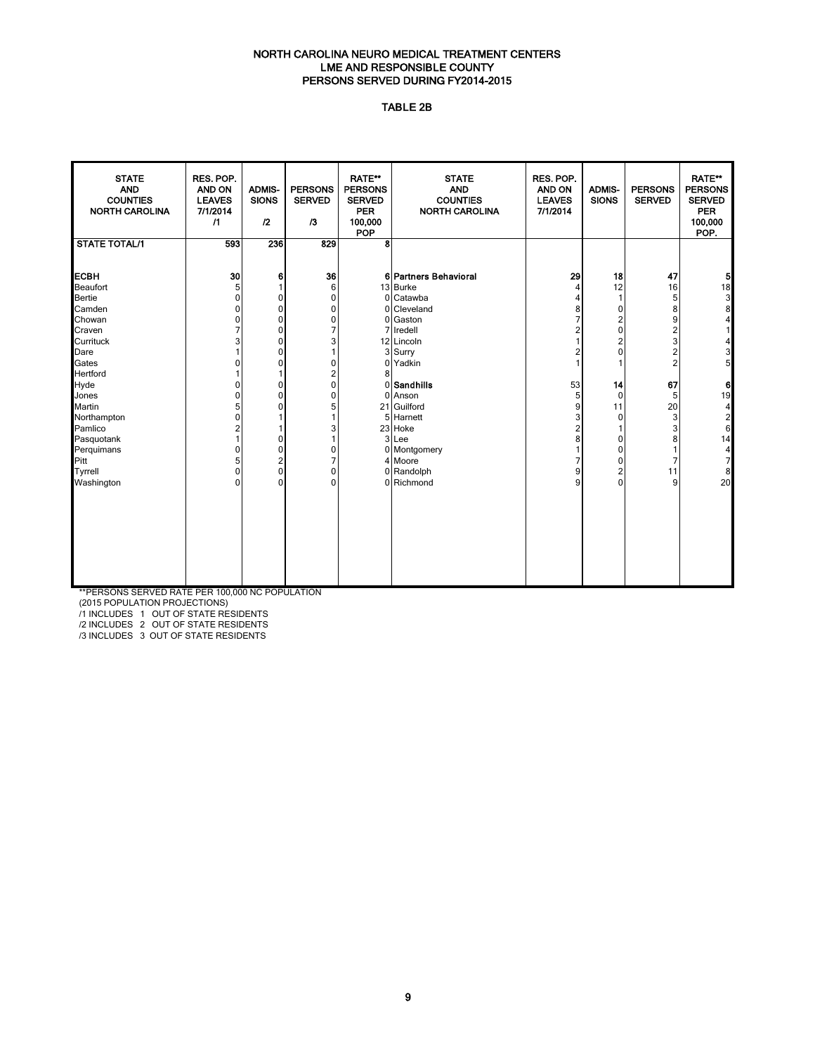# NORTH CAROLINA NEURO MEDICAL TREATMENT CENTERS
## LME AND RESPONSIBLE COUNTY
## PERSONS SERVED DURING FY2014-2015

### TABLE 2B

| STATE AND COUNTIES NORTH CAROLINA | RES. POP. AND ON LEAVES 7/1/2014 /1 | ADMIS-SIONS /2 | PERSONS SERVED /3 | RATE** PERSONS SERVED PER 100,000 POP | STATE AND COUNTIES NORTH CAROLINA | RES. POP. AND ON LEAVES 7/1/2014 | ADMIS-SIONS | PERSONS SERVED | RATE** PERSONS SERVED PER 100,000 POP. |
|---|---|---|---|---|---|---|---|---|---|
| **STATE TOTAL/1** | **593** | **236** | **829** | **8** | | | | | |
| **ECBH** | **30** | **6** | **36** | **6** | **Partners Behavioral** | **29** | **18** | **47** | **5** |
| Beaufort | 5 | 1 | 6 | 13 | Burke | 4 | 12 | 16 | 18 |
| Bertie | 0 | 0 | 0 | 0 | Catawba | 4 | 1 | 5 | 3 |
| Camden | 0 | 0 | 0 | 0 | Cleveland | 8 | 0 | 8 | 8 |
| Chowan | 0 | 0 | 0 | 0 | Gaston | 7 | 2 | 9 | 4 |
| Craven | 7 | 0 | 7 | 7 | Iredell | 2 | 0 | 2 | 1 |
| Currituck | 3 | 0 | 3 | 12 | Lincoln | 1 | 2 | 3 | 4 |
| Dare | 1 | 0 | 1 | 3 | Surry | 2 | 0 | 2 | 3 |
| Gates | 0 | 0 | 0 | 0 | Yadkin | 1 | 1 | 2 | 5 |
| Hertford | 1 | 1 | 2 | 8 | | | | | |
| Hyde | 0 | 0 | 0 | 0 | **Sandhills** | 53 | **14** | **67** | **6** |
| Jones | 0 | 0 | 0 | 0 | Anson | 5 | 0 | 5 | 19 |
| Martin | 5 | 0 | 5 | 21 | Guilford | 9 | 11 | 20 | 4 |
| Northampton | 0 | 1 | 1 | 5 | Harnett | 3 | 0 | 3 | 2 |
| Pamlico | 2 | 1 | 3 | 23 | Hoke | 2 | 1 | 3 | 6 |
| Pasquotank | 1 | 0 | 1 | 3 | Lee | 8 | 0 | 8 | 14 |
| Perquimans | 0 | 0 | 0 | 0 | Montgomery | 1 | 0 | 1 | 4 |
| Pitt | 5 | 2 | 7 | 4 | Moore | 7 | 0 | 7 | 7 |
| Tyrrell | 0 | 0 | 0 | 0 | Randolph | 9 | 2 | 11 | 8 |
| Washington | 0 | 0 | 0 | 0 | Richmond | 9 | 0 | 9 | 20 |

**PERSONS SERVED RATE PER 100,000 NC POPULATION (2015 POPULATION PROJECTIONS)

/1 INCLUDES 1 OUT OF STATE RESIDENTS
/2 INCLUDES 2 OUT OF STATE RESIDENTS
/3 INCLUDES 3 OUT OF STATE RESIDENTS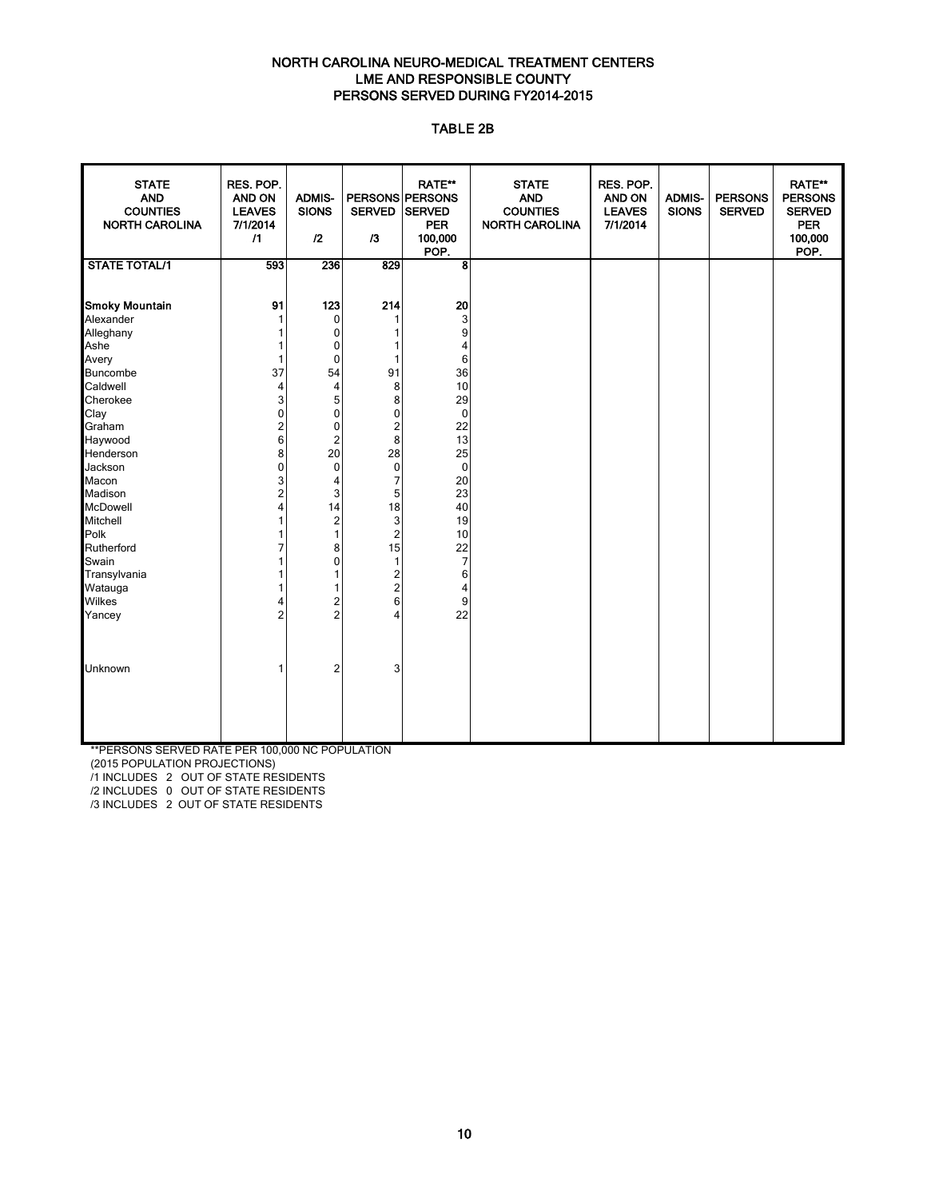# NORTH CAROLINA NEURO-MEDICAL TREATMENT CENTERS
## LME AND RESPONSIBLE COUNTY
## PERSONS SERVED DURING FY2014-2015

### TABLE 2B

| STATE AND COUNTIES NORTH CAROLINA | RES. POP. AND ON LEAVES 7/1/2014 /1 | ADMIS-SIONS /2 | PERSONS SERVED /3 | RATE** PERSONS SERVED PER 100,000 POP. | STATE AND COUNTIES NORTH CAROLINA | RES. POP. AND ON LEAVES 7/1/2014 | ADMIS-SIONS | PERSONS SERVED | RATE** PERSONS SERVED PER 100,000 POP. |
|---|---|---|---|---|---|---|---|---|---|
| **STATE TOTAL/1** | **593** | **236** | **829** | **8** | | | | | |
| **Smoky Mountain** | **91** | **123** | **214** | **20** | | | | | |
| Alexander | 1 | 0 | 1 | 3 | | | | | |
| Alleghany | 1 | 0 | 1 | 9 | | | | | |
| Ashe | 1 | 0 | 1 | 4 | | | | | |
| Avery | 1 | 0 | 1 | 6 | | | | | |
| Buncombe | 37 | 54 | 91 | 36 | | | | | |
| Caldwell | 4 | 4 | 8 | 10 | | | | | |
| Cherokee | 3 | 5 | 8 | 29 | | | | | |
| Clay | 0 | 0 | 0 | 0 | | | | | |
| Graham | 2 | 0 | 2 | 22 | | | | | |
| Haywood | 6 | 2 | 8 | 13 | | | | | |
| Henderson | 8 | 20 | 28 | 25 | | | | | |
| Jackson | 0 | 0 | 0 | 0 | | | | | |
| Macon | 3 | 4 | 7 | 20 | | | | | |
| Madison | 2 | 3 | 5 | 23 | | | | | |
| McDowell | 4 | 14 | 18 | 40 | | | | | |
| Mitchell | 1 | 2 | 3 | 19 | | | | | |
| Polk | 1 | 1 | 2 | 10 | | | | | |
| Rutherford | 7 | 8 | 15 | 22 | | | | | |
| Swain | 1 | 0 | 1 | 7 | | | | | |
| Transylvania | 1 | 1 | 2 | 6 | | | | | |
| Watauga | 1 | 1 | 2 | 4 | | | | | |
| Wilkes | 4 | 2 | 6 | 9 | | | | | |
| Yancey | 2 | 2 | 4 | 22 | | | | | |
| Unknown | 1 | 2 | 3 | | | | | | |

**PERSONS SERVED RATE PER 100,000 NC POPULATION
(2015 POPULATION PROJECTIONS)
/1 INCLUDES 2 OUT OF STATE RESIDENTS
/2 INCLUDES 0 OUT OF STATE RESIDENTS
/3 INCLUDES 2 OUT OF STATE RESIDENTS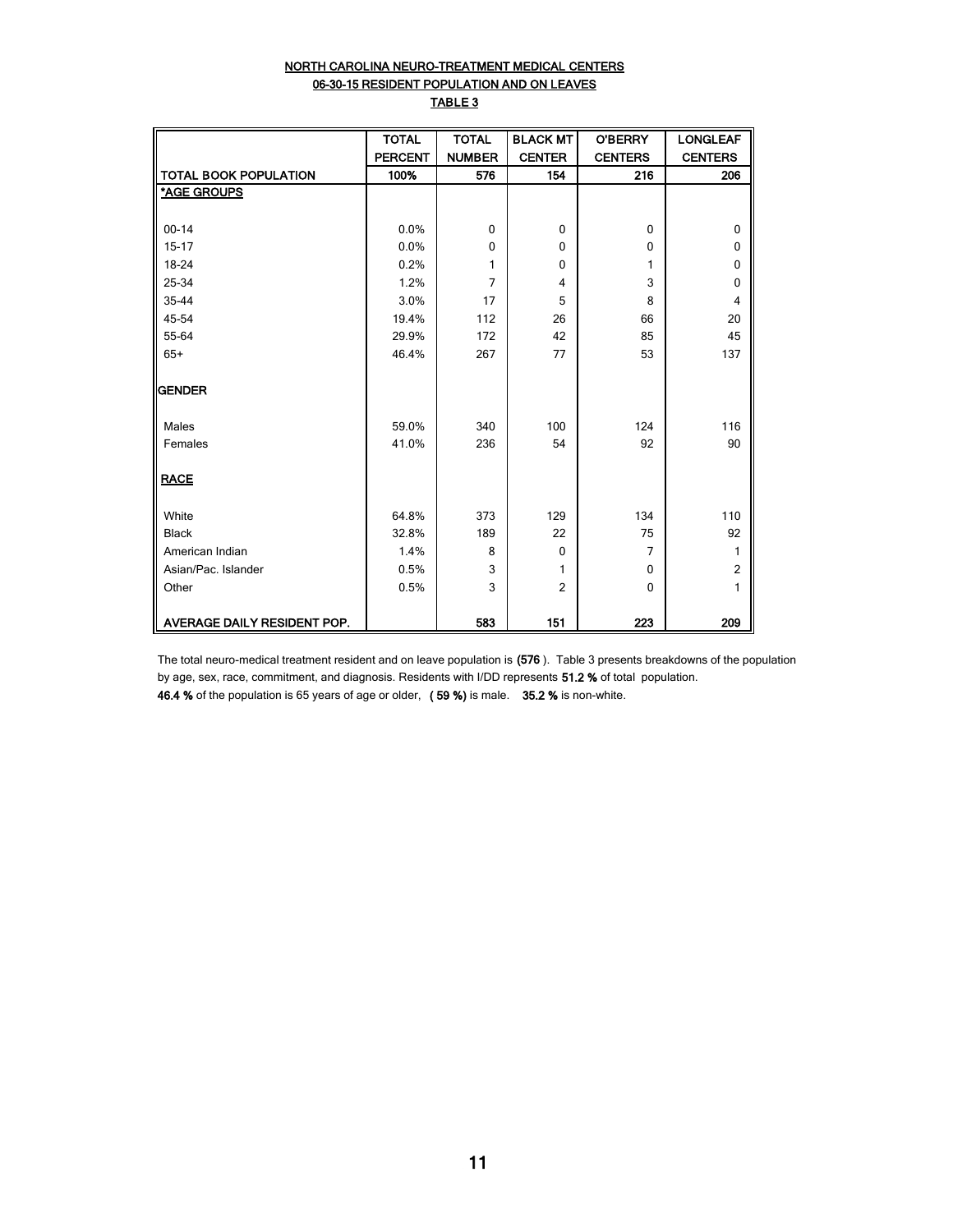# NORTH CAROLINA NEURO-TREATMENT MEDICAL CENTERS

## 06-30-15 RESIDENT POPULATION AND ON LEAVES

## TABLE 3

| | TOTAL PERCENT | TOTAL NUMBER | BLACK MT CENTER | O'BERRY CENTERS | LONGLEAF CENTERS |
|---|---|---|---|---|---|
| **TOTAL BOOK POPULATION** | **100%** | **576** | **154** | **216** | **206** |
| ***AGE GROUPS** | | | | | |
| 00-14 | 0.0% | 0 | 0 | 0 | 0 |
| 15-17 | 0.0% | 0 | 0 | 0 | 0 |
| 18-24 | 0.2% | 1 | 0 | 1 | 0 |
| 25-34 | 1.2% | 7 | 4 | 3 | 0 |
| 35-44 | 3.0% | 17 | 5 | 8 | 4 |
| 45-54 | 19.4% | 112 | 26 | 66 | 20 |
| 55-64 | 29.9% | 172 | 42 | 85 | 45 |
| 65+ | 46.4% | 267 | 77 | 53 | 137 |
| **GENDER** | | | | | |
| Males | 59.0% | 340 | 100 | 124 | 116 |
| Females | 41.0% | 236 | 54 | 92 | 90 |
| **RACE** | | | | | |
| White | 64.8% | 373 | 129 | 134 | 110 |
| Black | 32.8% | 189 | 22 | 75 | 92 |
| American Indian | 1.4% | 8 | 0 | 7 | 1 |
| Asian/Pac. Islander | 0.5% | 3 | 1 | 0 | 2 |
| Other | 0.5% | 3 | 2 | 0 | 1 |
| **AVERAGE DAILY RESIDENT POP.** | | **583** | **151** | **223** | **209** |

The total neuro-medical treatment resident and on leave population is **(576** ). Table 3 presents breakdowns of the population by age, sex, race, commitment, and diagnosis. Residents with I/DD represents **51.2 %** of total population. **46.4 %** of the population is 65 years of age or older, **( 59 %)** is male. **35.2 %** is non-white.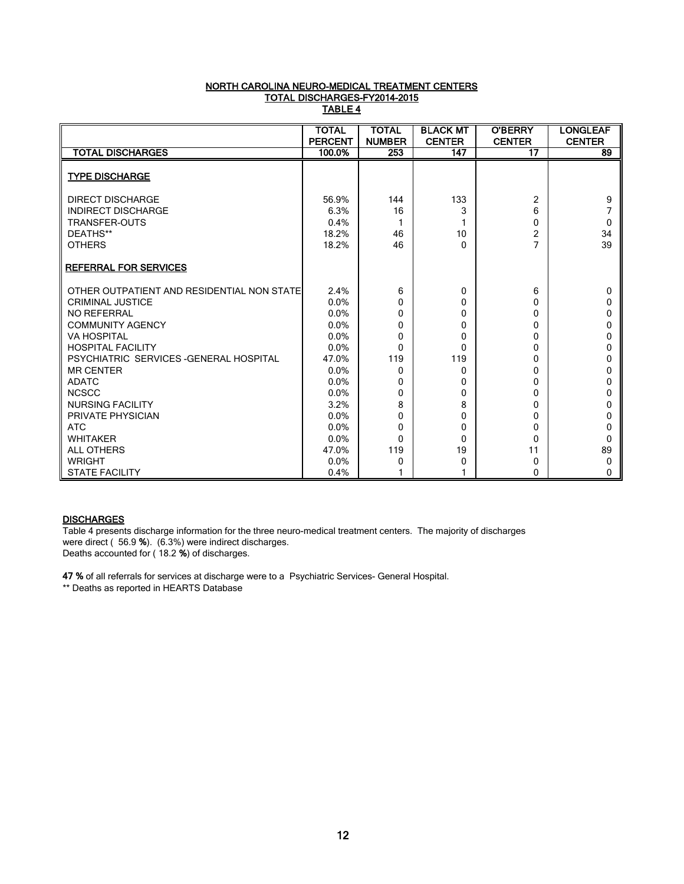# NORTH CAROLINA NEURO-MEDICAL TREATMENT CENTERS
## TOTAL DISCHARGES-FY2014-2015
### TABLE 4

| | TOTAL PERCENT | TOTAL NUMBER | BLACK MT CENTER | O'BERRY CENTER | LONGLEAF CENTER |
|---|---|---|---|---|---|
| **TOTAL DISCHARGES** | 100.0% | 253 | 147 | 17 | 89 |
| **TYPE DISCHARGE** | | | | | |
| DIRECT DISCHARGE | 56.9% | 144 | 133 | 2 | 9 |
| INDIRECT DISCHARGE | 6.3% | 16 | 3 | 6 | 7 |
| TRANSFER-OUTS | 0.4% | 1 | 1 | 0 | 0 |
| DEATHS** | 18.2% | 46 | 10 | 2 | 34 |
| OTHERS | 18.2% | 46 | 0 | 7 | 39 |
| **REFERRAL FOR SERVICES** | | | | | |
| OTHER OUTPATIENT AND RESIDENTIAL NON STATE | 2.4% | 6 | 0 | 6 | 0 |
| CRIMINAL JUSTICE | 0.0% | 0 | 0 | 0 | 0 |
| NO REFERRAL | 0.0% | 0 | 0 | 0 | 0 |
| COMMUNITY AGENCY | 0.0% | 0 | 0 | 0 | 0 |
| VA HOSPITAL | 0.0% | 0 | 0 | 0 | 0 |
| HOSPITAL FACILITY | 0.0% | 0 | 0 | 0 | 0 |
| PSYCHIATRIC SERVICES -GENERAL HOSPITAL | 47.0% | 119 | 119 | 0 | 0 |
| MR CENTER | 0.0% | 0 | 0 | 0 | 0 |
| ADATC | 0.0% | 0 | 0 | 0 | 0 |
| NCSCC | 0.0% | 0 | 0 | 0 | 0 |
| NURSING FACILITY | 3.2% | 8 | 8 | 0 | 0 |
| PRIVATE PHYSICIAN | 0.0% | 0 | 0 | 0 | 0 |
| ATC | 0.0% | 0 | 0 | 0 | 0 |
| WHITAKER | 0.0% | 0 | 0 | 0 | 0 |
| ALL OTHERS | 47.0% | 119 | 19 | 11 | 89 |
| WRIGHT | 0.0% | 0 | 0 | 0 | 0 |
| STATE FACILITY | 0.4% | 1 | 1 | 0 | 0 |

## DISCHARGES

Table 4 presents discharge information for the three neuro-medical treatment centers. The majority of discharges were direct ( 56.9 **%**). (6.3%) were indirect discharges.
Deaths accounted for ( 18.2 **%**) of discharges.

**47 %** of all referrals for services at discharge were to a Psychiatric Services- General Hospital.

** Deaths as reported in HEARTS Database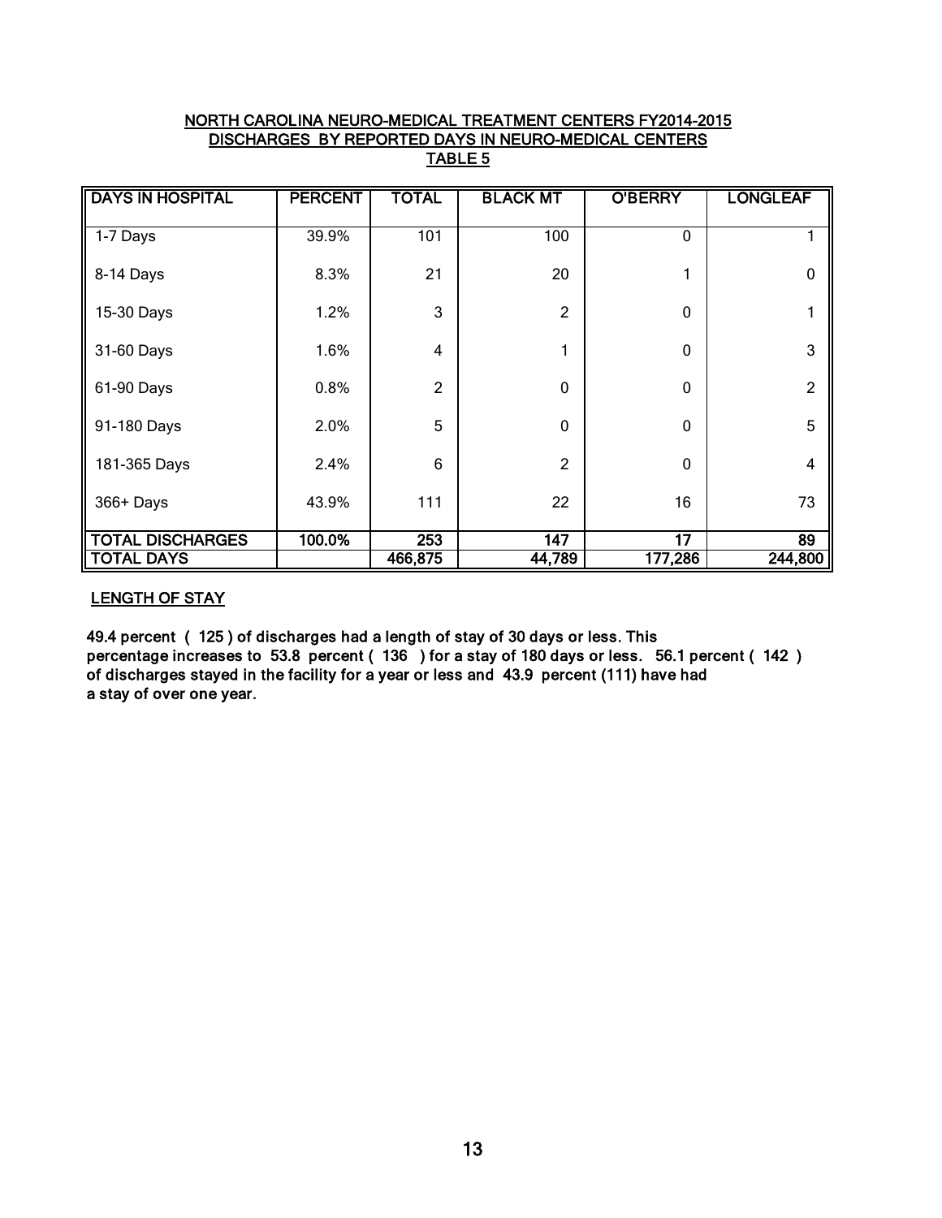## NORTH CAROLINA NEURO-MEDICAL TREATMENT CENTERS FY2014-2015
## DISCHARGES BY REPORTED DAYS IN NEURO-MEDICAL CENTERS
## TABLE 5

| DAYS IN HOSPITAL | PERCENT | TOTAL | BLACK MT | O'BERRY | LONGLEAF |
|---|---|---|---|---|---|
| 1-7 Days | 39.9% | 101 | 100 | 0 | 1 |
| 8-14 Days | 8.3% | 21 | 20 | 1 | 0 |
| 15-30 Days | 1.2% | 3 | 2 | 0 | 1 |
| 31-60 Days | 1.6% | 4 | 1 | 0 | 3 |
| 61-90 Days | 0.8% | 2 | 0 | 0 | 2 |
| 91-180 Days | 2.0% | 5 | 0 | 0 | 5 |
| 181-365 Days | 2.4% | 6 | 2 | 0 | 4 |
| 366+ Days | 43.9% | 111 | 22 | 16 | 73 |
| **TOTAL DISCHARGES** | **100.0%** | **253** | **147** | **17** | **89** |
| **TOTAL DAYS** | | **466,875** | **44,789** | **177,286** | **244,800** |

### LENGTH OF STAY

**49.4 percent ( 125 ) of discharges had a length of stay of 30 days or less. This percentage increases to 53.8 percent ( 136 ) for a stay of 180 days or less. 56.1 percent ( 142 ) of discharges stayed in the facility for a year or less and 43.9 percent (111) have had a stay of over one year.**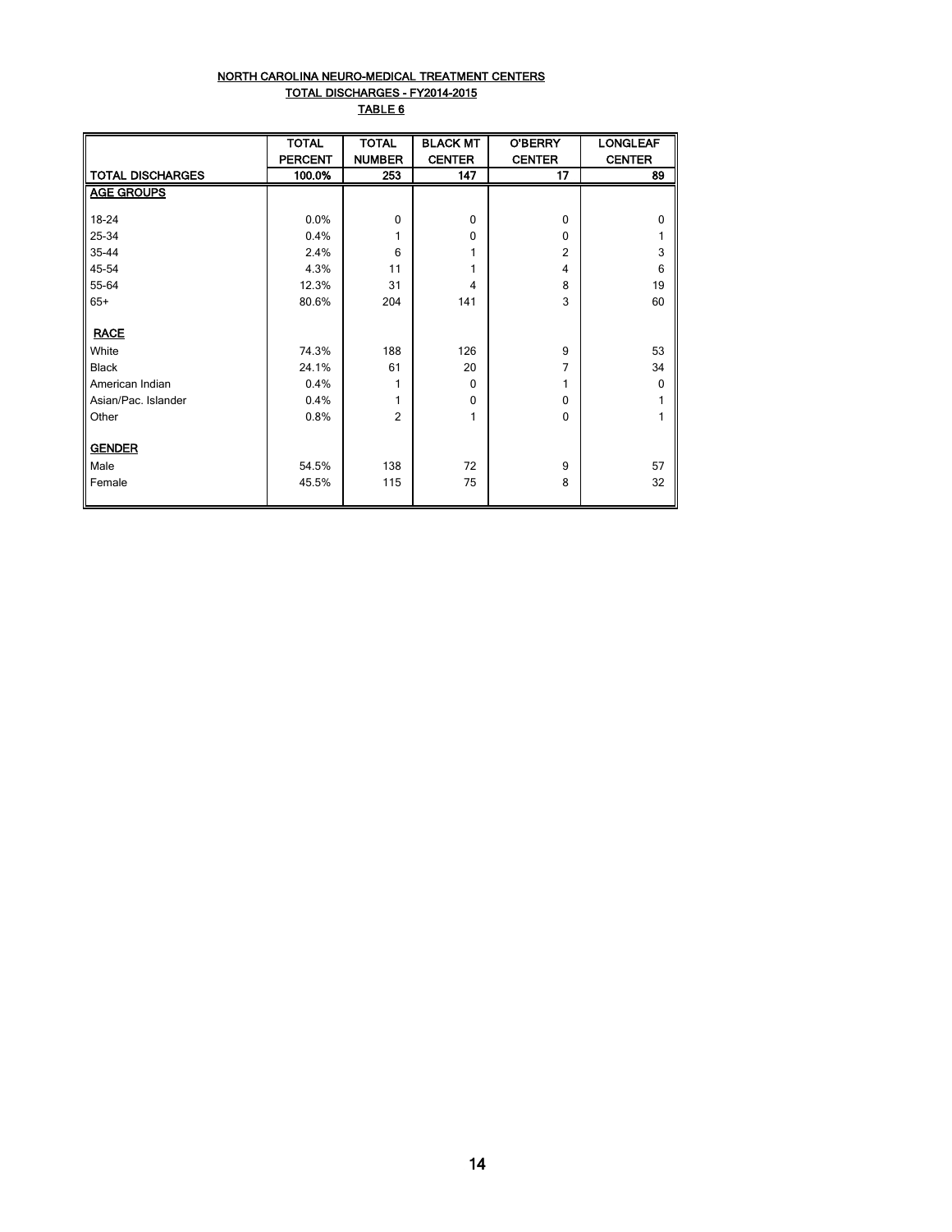NORTH CAROLINA NEURO-MEDICAL TREATMENT CENTERS

TOTAL DISCHARGES - FY2014-2015

TABLE 6

| | TOTAL PERCENT | TOTAL NUMBER | BLACK MT CENTER | O'BERRY CENTER | LONGLEAF CENTER |
|---|---|---|---|---|---|
| **TOTAL DISCHARGES** | **100.0%** | **253** | **147** | **17** | **89** |
| **AGE GROUPS** | | | | | |
| 18-24 | 0.0% | 0 | 0 | 0 | 0 |
| 25-34 | 0.4% | 1 | 0 | 0 | 1 |
| 35-44 | 2.4% | 6 | 1 | 2 | 3 |
| 45-54 | 4.3% | 11 | 1 | 4 | 6 |
| 55-64 | 12.3% | 31 | 4 | 8 | 19 |
| 65+ | 80.6% | 204 | 141 | 3 | 60 |
| **RACE** | | | | | |
| White | 74.3% | 188 | 126 | 9 | 53 |
| Black | 24.1% | 61 | 20 | 7 | 34 |
| American Indian | 0.4% | 1 | 0 | 1 | 0 |
| Asian/Pac. Islander | 0.4% | 1 | 0 | 0 | 1 |
| Other | 0.8% | 2 | 1 | 0 | 1 |
| **GENDER** | | | | | |
| Male | 54.5% | 138 | 72 | 9 | 57 |
| Female | 45.5% | 115 | 75 | 8 | 32 |